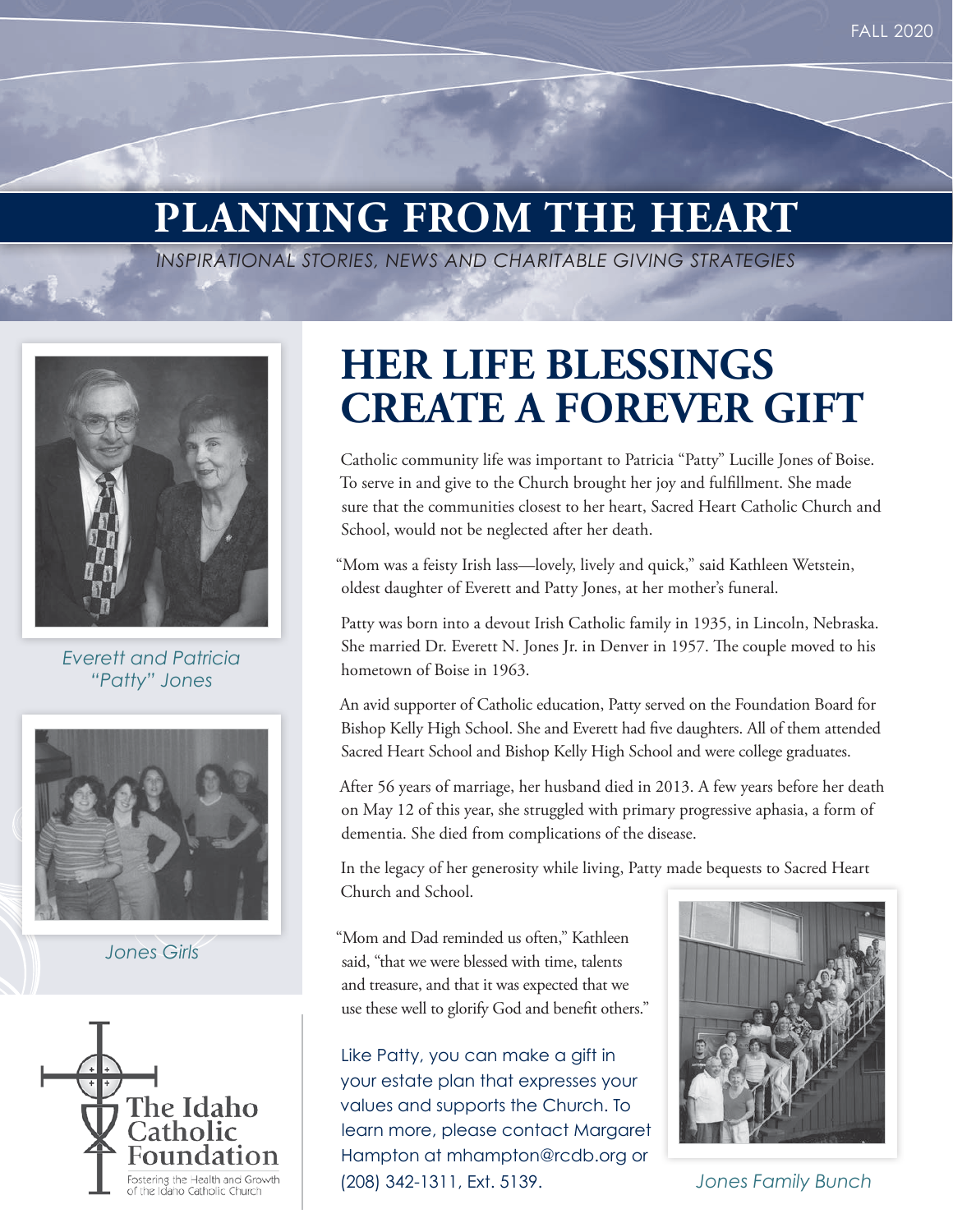FALL 2020

# PLANNING FROM THE HEART

*INSPIRATIONAL STORIES, NEWS AND CHARITABLE GIVING STRATEGIES*

*Everett and Patricia "Patty" Jones*

*Jones Girls*

The Idaho Catholic Foundation
Fostering the Health and Growth of the Idaho Catholic Church

## HER LIFE BLESSINGS CREATE A FOREVER GIFT

Catholic community life was important to Patricia "Patty" Lucille Jones of Boise. To serve in and give to the Church brought her joy and fulfillment. She made sure that the communities closest to her heart, Sacred Heart Catholic Church and School, would not be neglected after her death.

"Mom was a feisty Irish lass—lovely, lively and quick," said Kathleen Wetstein, oldest daughter of Everett and Patty Jones, at her mother's funeral.

Patty was born into a devout Irish Catholic family in 1935, in Lincoln, Nebraska. She married Dr. Everett N. Jones Jr. in Denver in 1957. The couple moved to his hometown of Boise in 1963.

An avid supporter of Catholic education, Patty served on the Foundation Board for Bishop Kelly High School. She and Everett had five daughters. All of them attended Sacred Heart School and Bishop Kelly High School and were college graduates.

After 56 years of marriage, her husband died in 2013. A few years before her death on May 12 of this year, she struggled with primary progressive aphasia, a form of dementia. She died from complications of the disease.

In the legacy of her generosity while living, Patty made bequests to Sacred Heart Church and School.

"Mom and Dad reminded us often," Kathleen said, "that we were blessed with time, talents and treasure, and that it was expected that we use these well to glorify God and benefit others."

Like Patty, you can make a gift in your estate plan that expresses your values and supports the Church. To learn more, please contact Margaret Hampton at mhampton@rcdb.org or (208) 342-1311, Ext. 5139.

*Jones Family Bunch*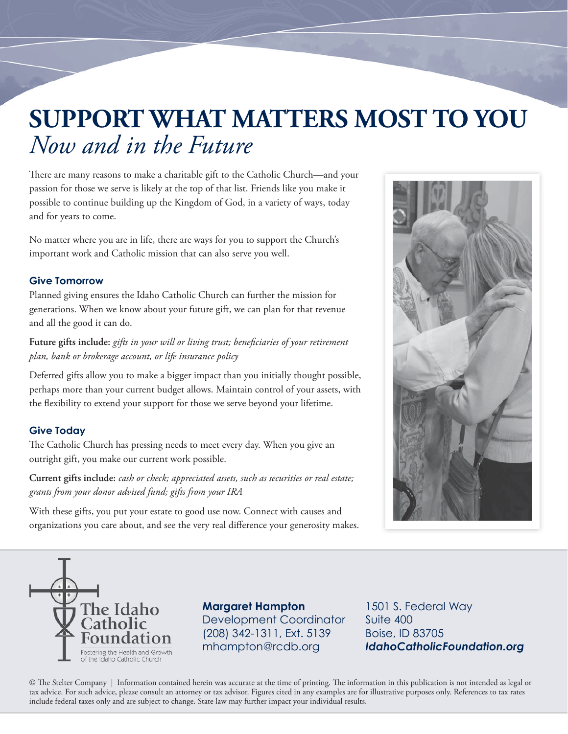# SUPPORT WHAT MATTERS MOST TO YOU

*Now and in the Future*

There are many reasons to make a charitable gift to the Catholic Church—and your passion for those we serve is likely at the top of that list. Friends like you make it possible to continue building up the Kingdom of God, in a variety of ways, today and for years to come.

No matter where you are in life, there are ways for you to support the Church's important work and Catholic mission that can also serve you well.

### Give Tomorrow

Planned giving ensures the Idaho Catholic Church can further the mission for generations. When we know about your future gift, we can plan for that revenue and all the good it can do.

**Future gifts include:** *gifts in your will or living trust; beneficiaries of your retirement plan, bank or brokerage account, or life insurance policy*

Deferred gifts allow you to make a bigger impact than you initially thought possible, perhaps more than your current budget allows. Maintain control of your assets, with the flexibility to extend your support for those we serve beyond your lifetime.

### Give Today

The Catholic Church has pressing needs to meet every day. When you give an outright gift, you make our current work possible.

**Current gifts include:** *cash or check; appreciated assets, such as securities or real estate; grants from your donor advised fund; gifts from your IRA*

With these gifts, you put your estate to good use now. Connect with causes and organizations you care about, and see the very real difference your generosity makes.

The Idaho Catholic Foundation
Fostering the Health and Growth of the Idaho Catholic Church

**Margaret Hampton**
Development Coordinator
(208) 342-1311, Ext. 5139
mhampton@rcdb.org

1501 S. Federal Way
Suite 400
Boise, ID 83705
***IdahoCatholicFoundation.org***

© The Stelter Company | Information contained herein was accurate at the time of printing. The information in this publication is not intended as legal or tax advice. For such advice, please consult an attorney or tax advisor. Figures cited in any examples are for illustrative purposes only. References to tax rates include federal taxes only and are subject to change. State law may further impact your individual results.